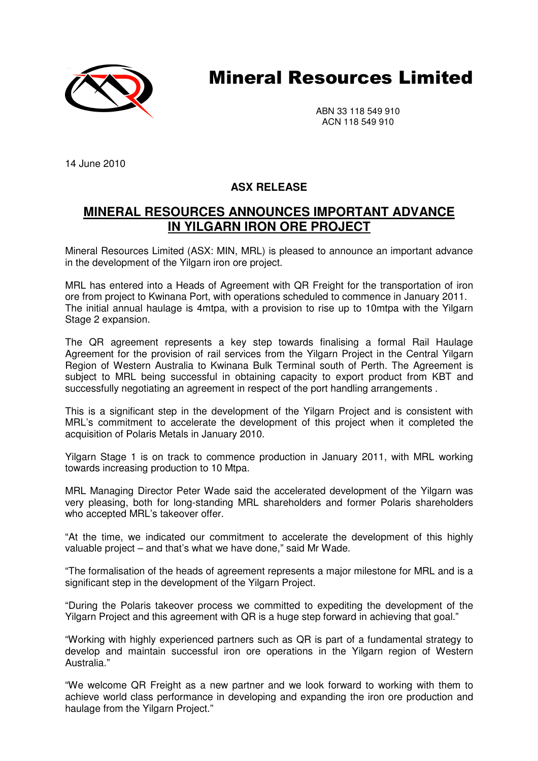# Mineral Resources Limited

ABN 33 118 549 910
ACN 118 549 910

14 June 2010

**ASX RELEASE**

## MINERAL RESOURCES ANNOUNCES IMPORTANT ADVANCE IN YILGARN IRON ORE PROJECT

Mineral Resources Limited (ASX: MIN, MRL) is pleased to announce an important advance in the development of the Yilgarn iron ore project.

MRL has entered into a Heads of Agreement with QR Freight for the transportation of iron ore from project to Kwinana Port, with operations scheduled to commence in January 2011. The initial annual haulage is 4mtpa, with a provision to rise up to 10mtpa with the Yilgarn Stage 2 expansion.

The QR agreement represents a key step towards finalising a formal Rail Haulage Agreement for the provision of rail services from the Yilgarn Project in the Central Yilgarn Region of Western Australia to Kwinana Bulk Terminal south of Perth. The Agreement is subject to MRL being successful in obtaining capacity to export product from KBT and successfully negotiating an agreement in respect of the port handling arrangements .

This is a significant step in the development of the Yilgarn Project and is consistent with MRL's commitment to accelerate the development of this project when it completed the acquisition of Polaris Metals in January 2010.

Yilgarn Stage 1 is on track to commence production in January 2011, with MRL working towards increasing production to 10 Mtpa.

MRL Managing Director Peter Wade said the accelerated development of the Yilgarn was very pleasing, both for long-standing MRL shareholders and former Polaris shareholders who accepted MRL's takeover offer.

"At the time, we indicated our commitment to accelerate the development of this highly valuable project – and that's what we have done," said Mr Wade.

"The formalisation of the heads of agreement represents a major milestone for MRL and is a significant step in the development of the Yilgarn Project.

"During the Polaris takeover process we committed to expediting the development of the Yilgarn Project and this agreement with QR is a huge step forward in achieving that goal."

"Working with highly experienced partners such as QR is part of a fundamental strategy to develop and maintain successful iron ore operations in the Yilgarn region of Western Australia."

"We welcome QR Freight as a new partner and we look forward to working with them to achieve world class performance in developing and expanding the iron ore production and haulage from the Yilgarn Project."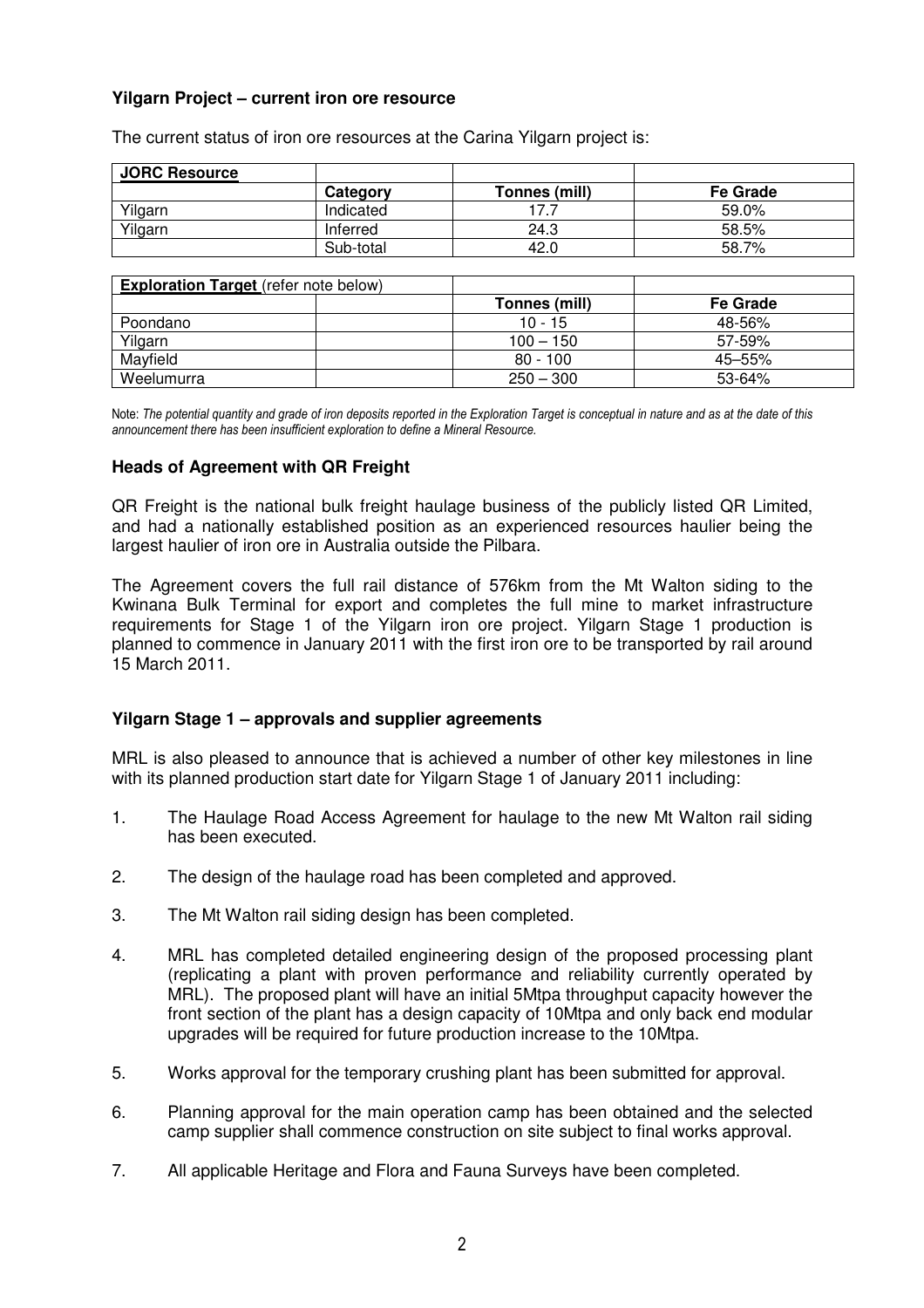**Yilgarn Project – current iron ore resource**

The current status of iron ore resources at the Carina Yilgarn project is:

| **JORC Resource** | | | |
|---|---|---|---|
| | **Category** | **Tonnes (mill)** | **Fe Grade** |
| Yilgarn | Indicated | 17.7 | 59.0% |
| Yilgarn | Inferred | 24.3 | 58.5% |
| | Sub-total | 42.0 | 58.7% |

| **Exploration Target** (refer note below) | | | |
|---|---|---|---|
| | | **Tonnes (mill)** | **Fe Grade** |
| Poondano | | 10 - 15 | 48-56% |
| Yilgarn | | 100 – 150 | 57-59% |
| Mayfield | | 80 - 100 | 45–55% |
| Weelumurra | | 250 – 300 | 53-64% |

Note: *The potential quantity and grade of iron deposits reported in the Exploration Target is conceptual in nature and as at the date of this announcement there has been insufficient exploration to define a Mineral Resource.*

**Heads of Agreement with QR Freight**

QR Freight is the national bulk freight haulage business of the publicly listed QR Limited, and had a nationally established position as an experienced resources haulier being the largest haulier of iron ore in Australia outside the Pilbara.

The Agreement covers the full rail distance of 576km from the Mt Walton siding to the Kwinana Bulk Terminal for export and completes the full mine to market infrastructure requirements for Stage 1 of the Yilgarn iron ore project. Yilgarn Stage 1 production is planned to commence in January 2011 with the first iron ore to be transported by rail around 15 March 2011.

**Yilgarn Stage 1 – approvals and supplier agreements**

MRL is also pleased to announce that is achieved a number of other key milestones in line with its planned production start date for Yilgarn Stage 1 of January 2011 including:

1. The Haulage Road Access Agreement for haulage to the new Mt Walton rail siding has been executed.
2. The design of the haulage road has been completed and approved.
3. The Mt Walton rail siding design has been completed.
4. MRL has completed detailed engineering design of the proposed processing plant (replicating a plant with proven performance and reliability currently operated by MRL). The proposed plant will have an initial 5Mtpa throughput capacity however the front section of the plant has a design capacity of 10Mtpa and only back end modular upgrades will be required for future production increase to the 10Mtpa.
5. Works approval for the temporary crushing plant has been submitted for approval.
6. Planning approval for the main operation camp has been obtained and the selected camp supplier shall commence construction on site subject to final works approval.
7. All applicable Heritage and Flora and Fauna Surveys have been completed.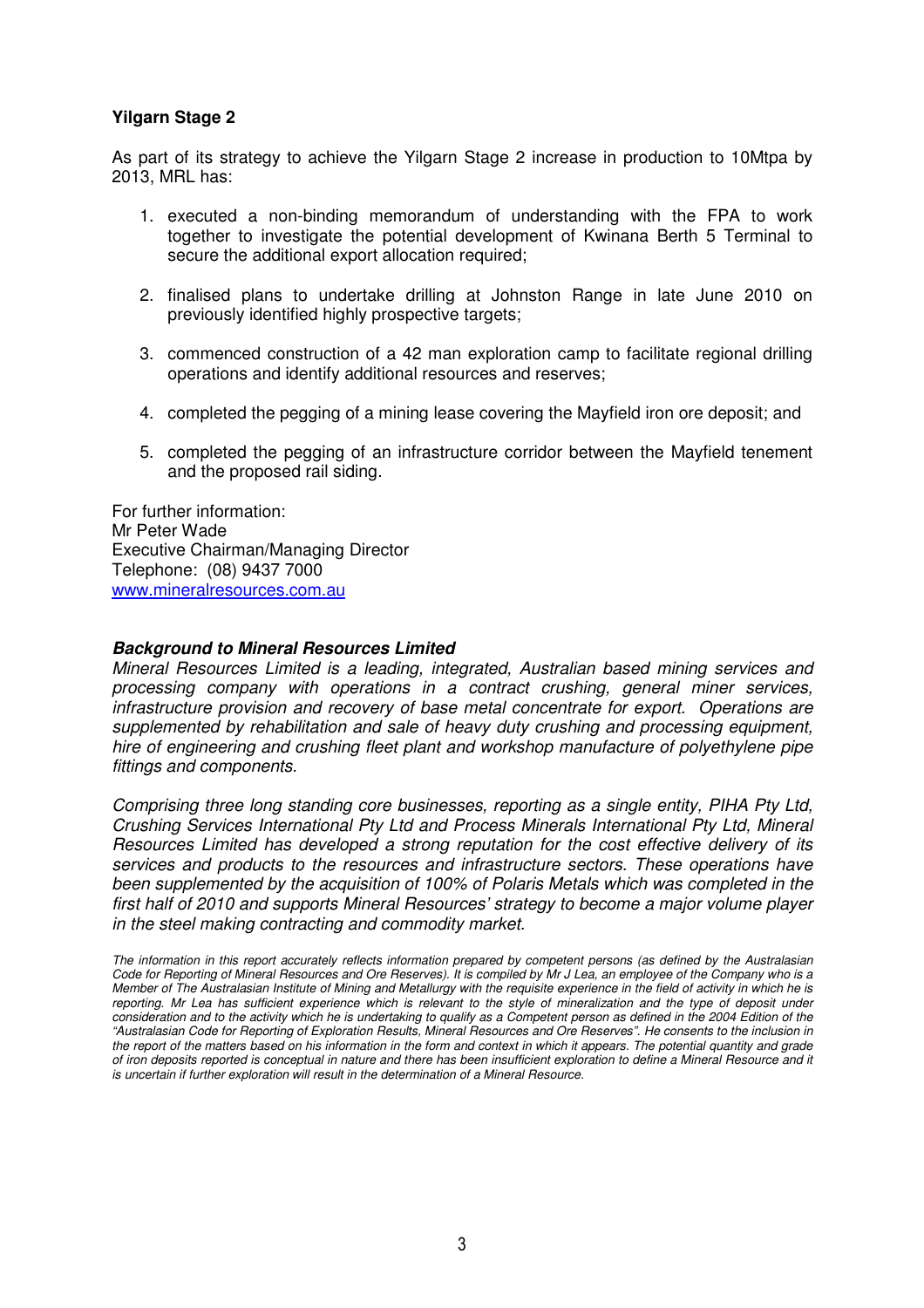**Yilgarn Stage 2**

As part of its strategy to achieve the Yilgarn Stage 2 increase in production to 10Mtpa by 2013, MRL has:

1. executed a non-binding memorandum of understanding with the FPA to work together to investigate the potential development of Kwinana Berth 5 Terminal to secure the additional export allocation required;
2. finalised plans to undertake drilling at Johnston Range in late June 2010 on previously identified highly prospective targets;
3. commenced construction of a 42 man exploration camp to facilitate regional drilling operations and identify additional resources and reserves;
4. completed the pegging of a mining lease covering the Mayfield iron ore deposit; and
5. completed the pegging of an infrastructure corridor between the Mayfield tenement and the proposed rail siding.

For further information:
Mr Peter Wade
Executive Chairman/Managing Director
Telephone: (08) 9437 7000
www.mineralresources.com.au

***Background to Mineral Resources Limited***

*Mineral Resources Limited is a leading, integrated, Australian based mining services and processing company with operations in a contract crushing, general miner services, infrastructure provision and recovery of base metal concentrate for export. Operations are supplemented by rehabilitation and sale of heavy duty crushing and processing equipment, hire of engineering and crushing fleet plant and workshop manufacture of polyethylene pipe fittings and components.*

*Comprising three long standing core businesses, reporting as a single entity, PIHA Pty Ltd, Crushing Services International Pty Ltd and Process Minerals International Pty Ltd, Mineral Resources Limited has developed a strong reputation for the cost effective delivery of its services and products to the resources and infrastructure sectors. These operations have been supplemented by the acquisition of 100% of Polaris Metals which was completed in the first half of 2010 and supports Mineral Resources' strategy to become a major volume player in the steel making contracting and commodity market.*

*The information in this report accurately reflects information prepared by competent persons (as defined by the Australasian Code for Reporting of Mineral Resources and Ore Reserves). It is compiled by Mr J Lea, an employee of the Company who is a Member of The Australasian Institute of Mining and Metallurgy with the requisite experience in the field of activity in which he is reporting. Mr Lea has sufficient experience which is relevant to the style of mineralization and the type of deposit under consideration and to the activity which he is undertaking to qualify as a Competent person as defined in the 2004 Edition of the "Australasian Code for Reporting of Exploration Results, Mineral Resources and Ore Reserves". He consents to the inclusion in the report of the matters based on his information in the form and context in which it appears. The potential quantity and grade of iron deposits reported is conceptual in nature and there has been insufficient exploration to define a Mineral Resource and it is uncertain if further exploration will result in the determination of a Mineral Resource.*